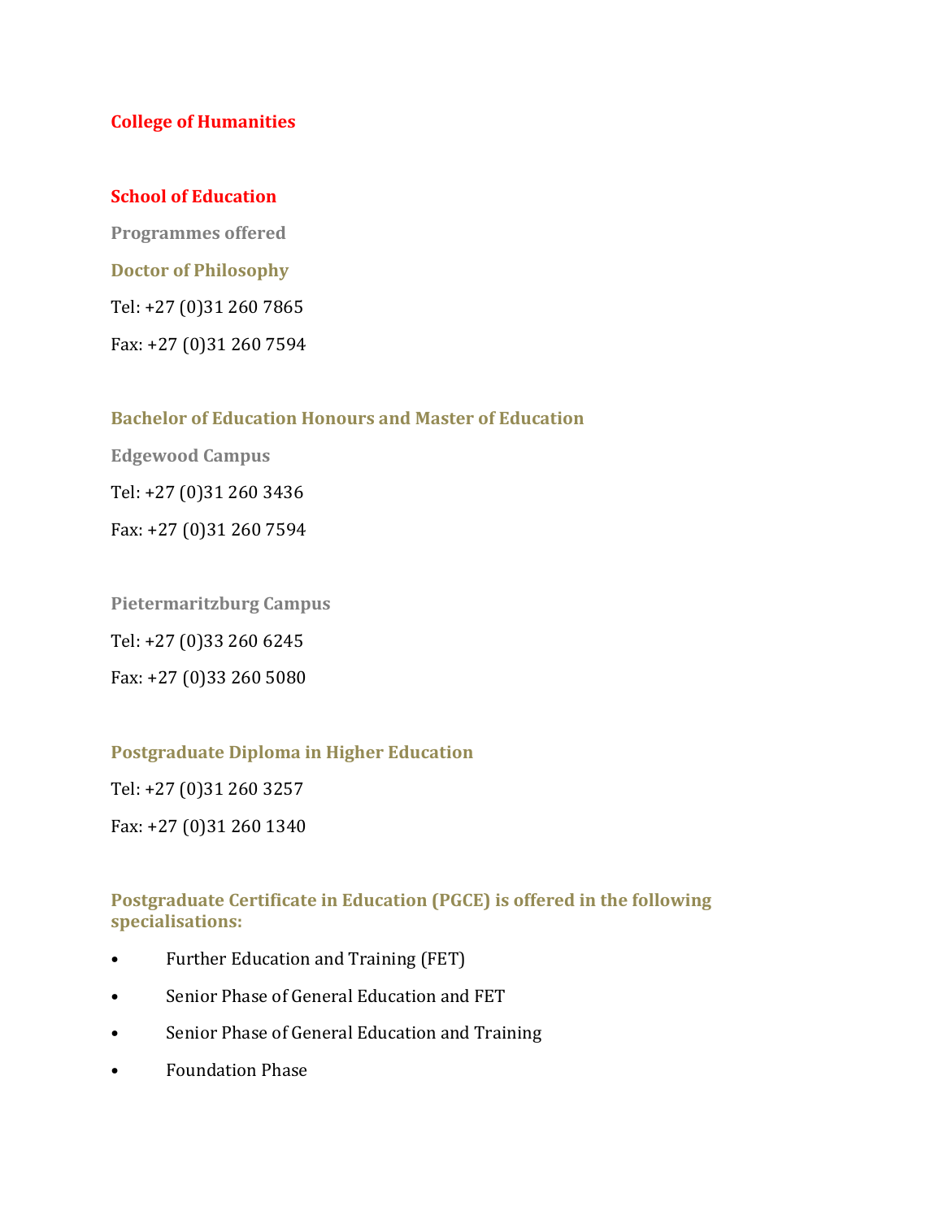# College of Humanities

## School of Education

### Programmes offered

#### Doctor of Philosophy

Tel: +27 (0)31 260 7865

Fax: +27 (0)31 260 7594

#### Bachelor of Education Honours and Master of Education

**Edgewood Campus**

Tel: +27 (0)31 260 3436

Fax: +27 (0)31 260 7594

**Pietermaritzburg Campus**

Tel: +27 (0)33 260 6245

Fax: +27 (0)33 260 5080

#### Postgraduate Diploma in Higher Education

Tel: +27 (0)31 260 3257

Fax: +27 (0)31 260 1340

#### Postgraduate Certificate in Education (PGCE) is offered in the following specialisations:

- Further Education and Training (FET)
- Senior Phase of General Education and FET
- Senior Phase of General Education and Training
- Foundation Phase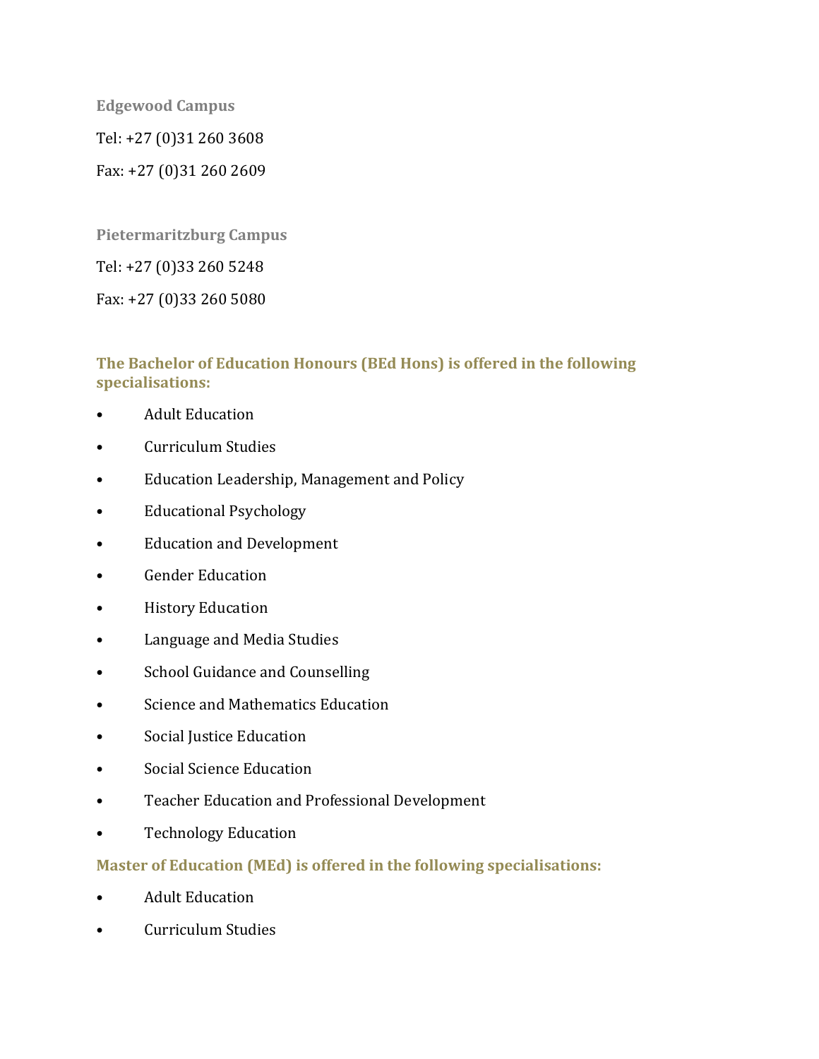**Edgewood Campus**

Tel: +27 (0)31 260 3608

Fax: +27 (0)31 260 2609

**Pietermaritzburg Campus**

Tel: +27 (0)33 260 5248

Fax: +27 (0)33 260 5080

### The Bachelor of Education Honours (BEd Hons) is offered in the following specialisations:

- Adult Education
- Curriculum Studies
- Education Leadership, Management and Policy
- Educational Psychology
- Education and Development
- Gender Education
- History Education
- Language and Media Studies
- School Guidance and Counselling
- Science and Mathematics Education
- Social Justice Education
- Social Science Education
- Teacher Education and Professional Development
- Technology Education

### Master of Education (MEd) is offered in the following specialisations:

- Adult Education
- Curriculum Studies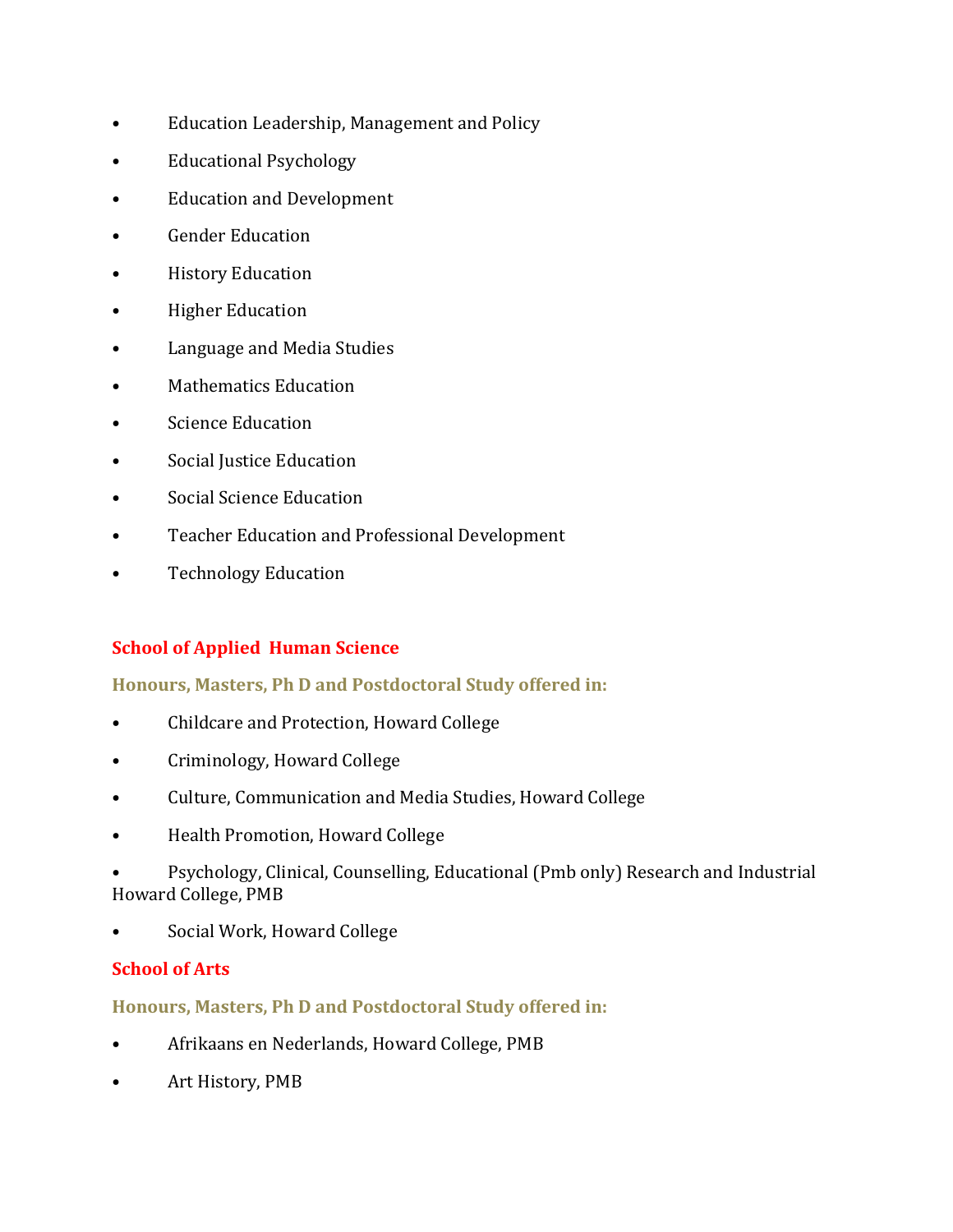- Education Leadership, Management and Policy
- Educational Psychology
- Education and Development
- Gender Education
- History Education
- Higher Education
- Language and Media Studies
- Mathematics Education
- Science Education
- Social Justice Education
- Social Science Education
- Teacher Education and Professional Development
- Technology Education

## School of Applied Human Science

### Honours, Masters, Ph D and Postdoctoral Study offered in:

- Childcare and Protection, Howard College
- Criminology, Howard College
- Culture, Communication and Media Studies, Howard College
- Health Promotion, Howard College
- Psychology, Clinical, Counselling, Educational (Pmb only) Research and Industrial Howard College, PMB
- Social Work, Howard College

## School of Arts

### Honours, Masters, Ph D and Postdoctoral Study offered in:

- Afrikaans en Nederlands, Howard College, PMB
- Art History, PMB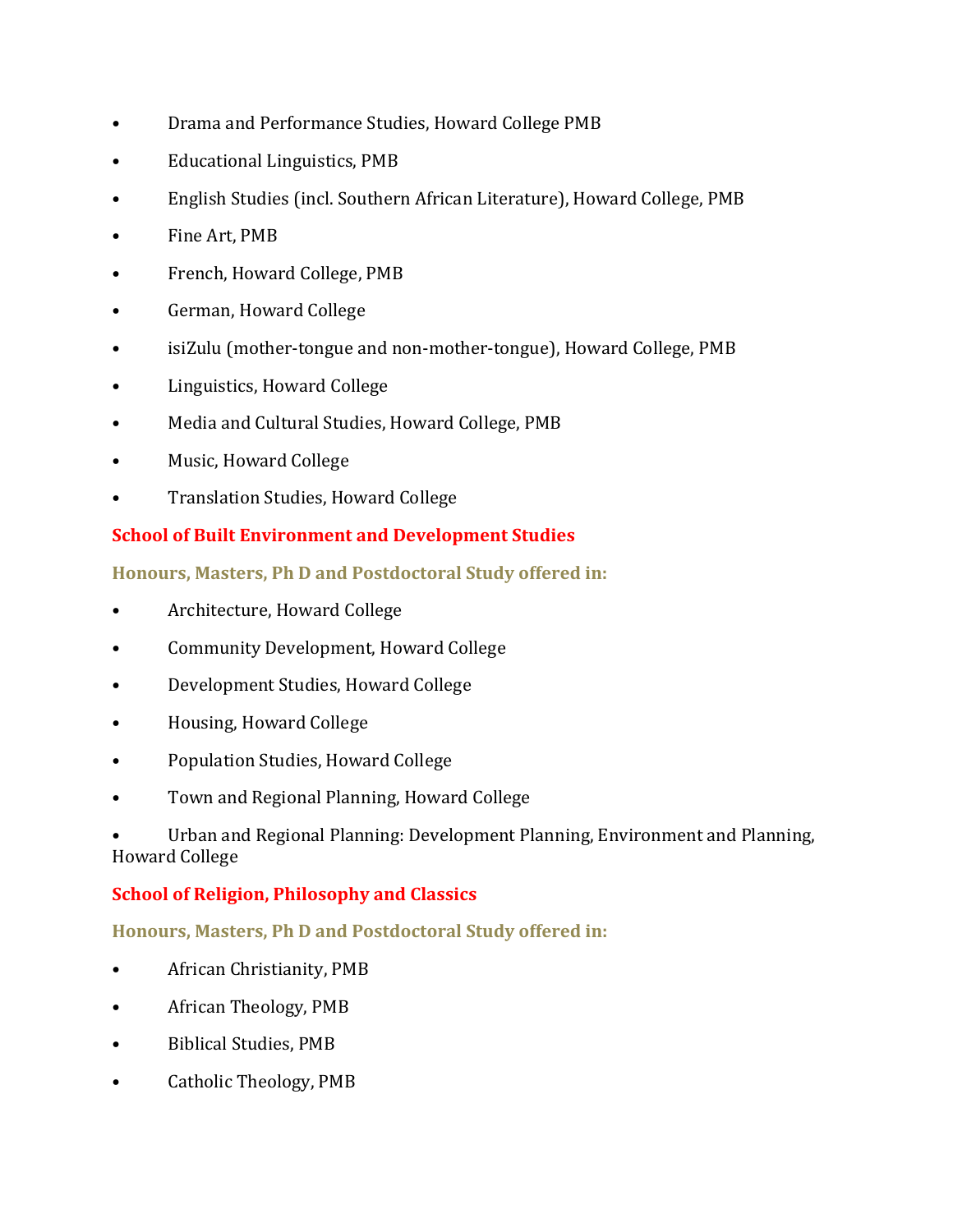- Drama and Performance Studies, Howard College PMB
- Educational Linguistics, PMB
- English Studies (incl. Southern African Literature), Howard College, PMB
- Fine Art, PMB
- French, Howard College, PMB
- German, Howard College
- isiZulu (mother-tongue and non-mother-tongue), Howard College, PMB
- Linguistics, Howard College
- Media and Cultural Studies, Howard College, PMB
- Music, Howard College
- Translation Studies, Howard College

## School of Built Environment and Development Studies

### Honours, Masters, Ph D and Postdoctoral Study offered in:

- Architecture, Howard College
- Community Development, Howard College
- Development Studies, Howard College
- Housing, Howard College
- Population Studies, Howard College
- Town and Regional Planning, Howard College
- Urban and Regional Planning: Development Planning, Environment and Planning, Howard College

## School of Religion, Philosophy and Classics

### Honours, Masters, Ph D and Postdoctoral Study offered in:

- African Christianity, PMB
- African Theology, PMB
- Biblical Studies, PMB
- Catholic Theology, PMB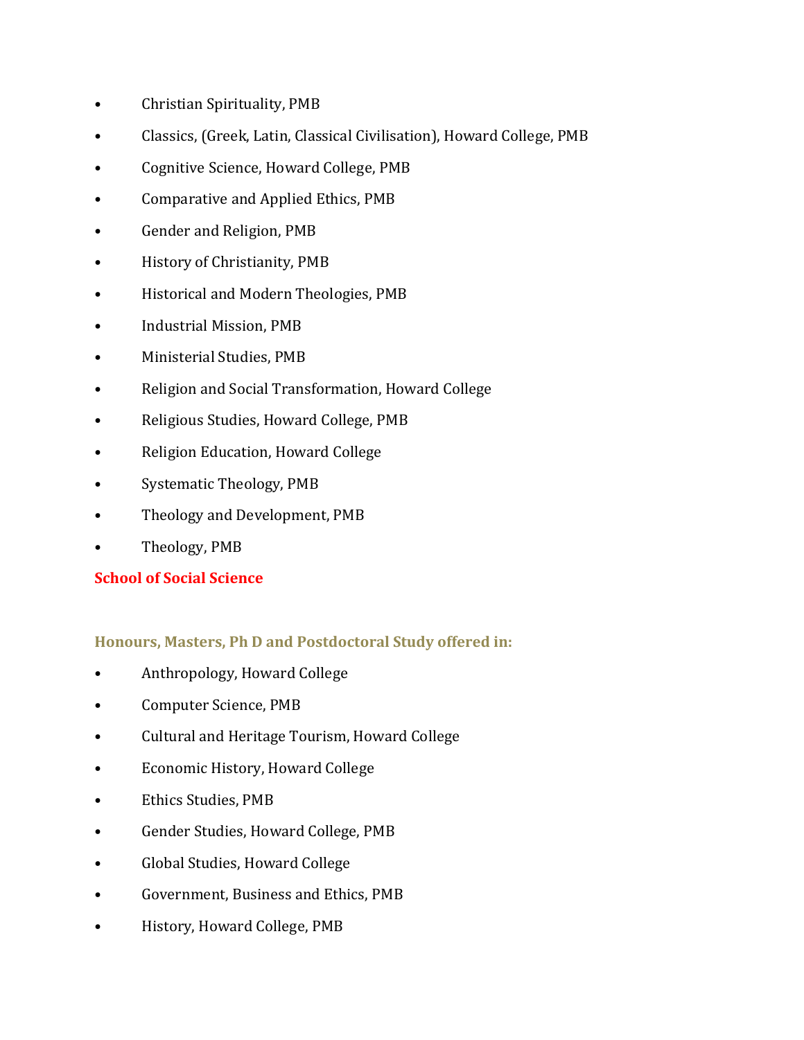- Christian Spirituality, PMB
- Classics, (Greek, Latin, Classical Civilisation), Howard College, PMB
- Cognitive Science, Howard College, PMB
- Comparative and Applied Ethics, PMB
- Gender and Religion, PMB
- History of Christianity, PMB
- Historical and Modern Theologies, PMB
- Industrial Mission, PMB
- Ministerial Studies, PMB
- Religion and Social Transformation, Howard College
- Religious Studies, Howard College, PMB
- Religion Education, Howard College
- Systematic Theology, PMB
- Theology and Development, PMB
- Theology, PMB

## School of Social Science

### Honours, Masters, Ph D and Postdoctoral Study offered in:

- Anthropology, Howard College
- Computer Science, PMB
- Cultural and Heritage Tourism, Howard College
- Economic History, Howard College
- Ethics Studies, PMB
- Gender Studies, Howard College, PMB
- Global Studies, Howard College
- Government, Business and Ethics, PMB
- History, Howard College, PMB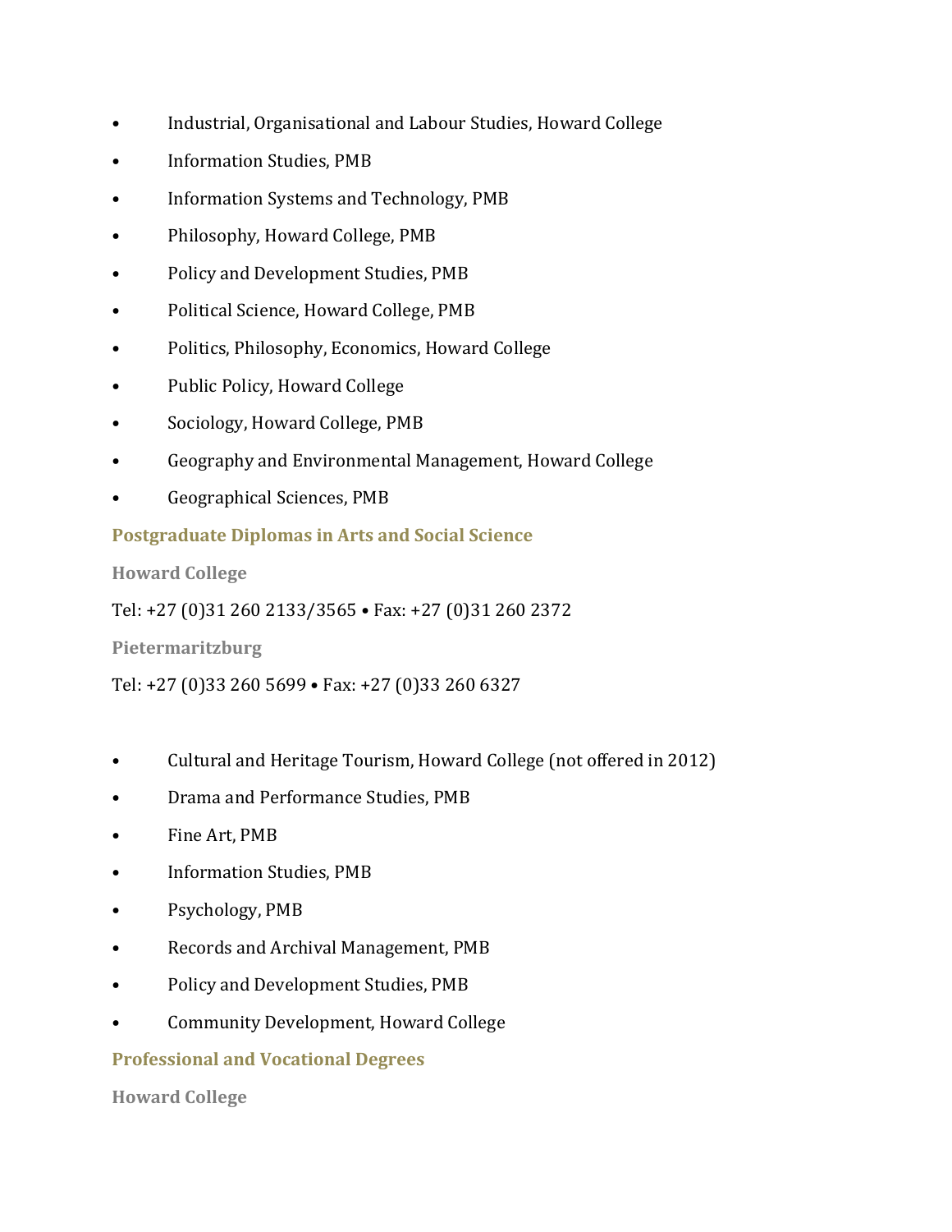- Industrial, Organisational and Labour Studies, Howard College
- Information Studies, PMB
- Information Systems and Technology, PMB
- Philosophy, Howard College, PMB
- Policy and Development Studies, PMB
- Political Science, Howard College, PMB
- Politics, Philosophy, Economics, Howard College
- Public Policy, Howard College
- Sociology, Howard College, PMB
- Geography and Environmental Management, Howard College
- Geographical Sciences, PMB

### Postgraduate Diplomas in Arts and Social Science

#### Howard College

Tel: +27 (0)31 260 2133/3565 • Fax: +27 (0)31 260 2372

#### Pietermaritzburg

Tel: +27 (0)33 260 5699 • Fax: +27 (0)33 260 6327

- Cultural and Heritage Tourism, Howard College (not offered in 2012)
- Drama and Performance Studies, PMB
- Fine Art, PMB
- Information Studies, PMB
- Psychology, PMB
- Records and Archival Management, PMB
- Policy and Development Studies, PMB
- Community Development, Howard College

### Professional and Vocational Degrees

#### Howard College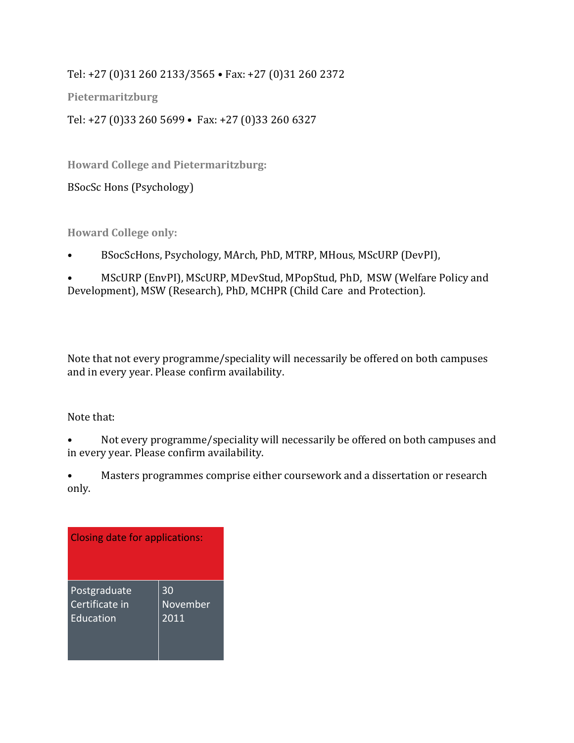Tel: +27 (0)31 260 2133/3565 • Fax: +27 (0)31 260 2372

**Pietermaritzburg**

Tel: +27 (0)33 260 5699 • Fax: +27 (0)33 260 6327

**Howard College and Pietermaritzburg:**

BSocSc Hons (Psychology)

**Howard College only:**

- BSocScHons, Psychology, MArch, PhD, MTRP, MHous, MScURP (DevPI),
- MScURP (EnvPI), MScURP, MDevStud, MPopStud, PhD, MSW (Welfare Policy and Development), MSW (Research), PhD, MCHPR (Child Care and Protection).

Note that not every programme/speciality will necessarily be offered on both campuses and in every year. Please confirm availability.

Note that:

- Not every programme/speciality will necessarily be offered on both campuses and in every year. Please confirm availability.
- Masters programmes comprise either coursework and a dissertation or research only.

| Closing date for applications: | |
|---|---|
| Postgraduate Certificate in Education | 30 November 2011 |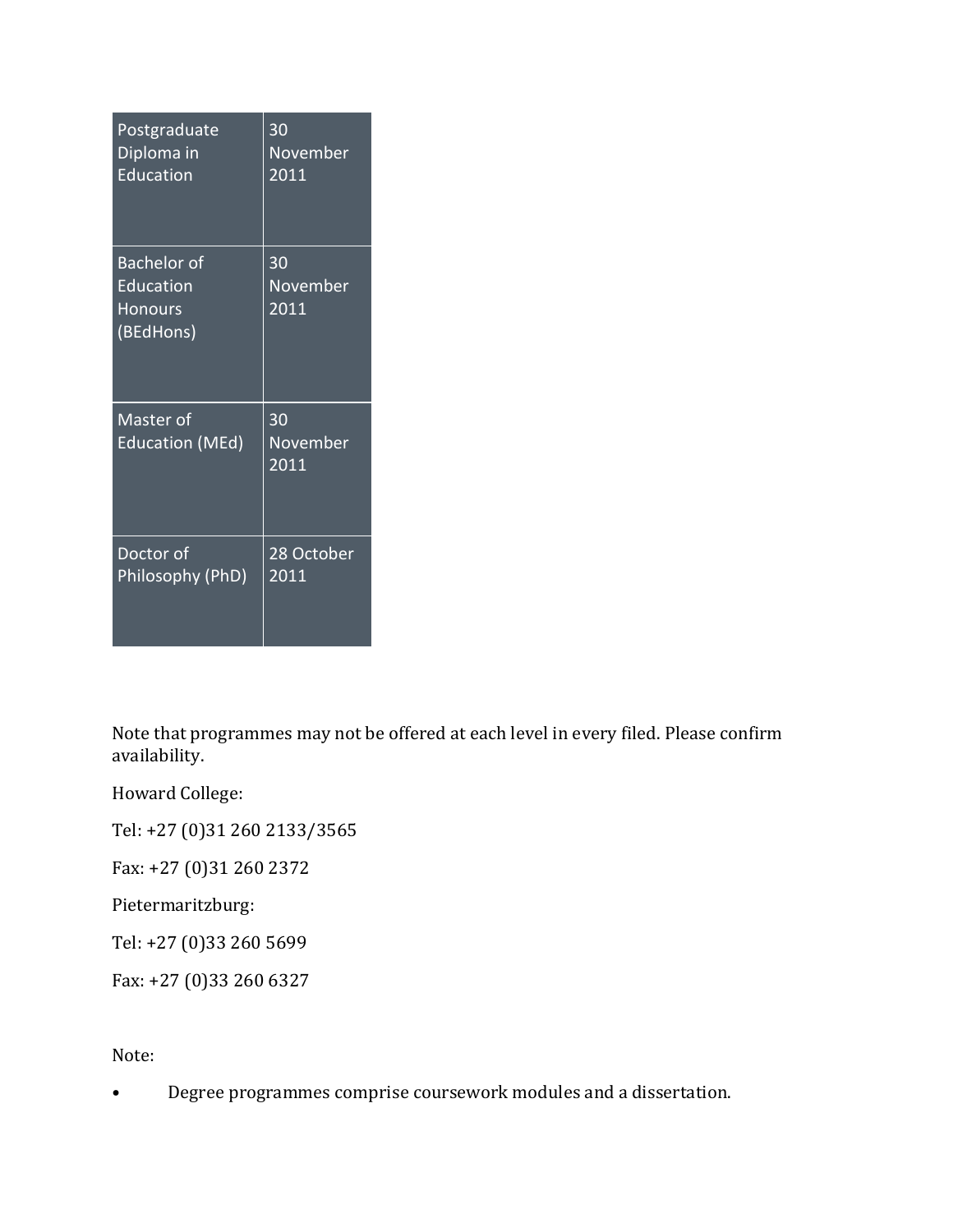| | |
|---|---|
| Postgraduate Diploma in Education | 30 November 2011 |
| Bachelor of Education Honours (BEdHons) | 30 November 2011 |
| Master of Education (MEd) | 30 November 2011 |
| Doctor of Philosophy (PhD) | 28 October 2011 |

Note that programmes may not be offered at each level in every filed. Please confirm availability.

Howard College:

Tel: +27 (0)31 260 2133/3565

Fax: +27 (0)31 260 2372

Pietermaritzburg:

Tel: +27 (0)33 260 5699

Fax: +27 (0)33 260 6327

Note:

- Degree programmes comprise coursework modules and a dissertation.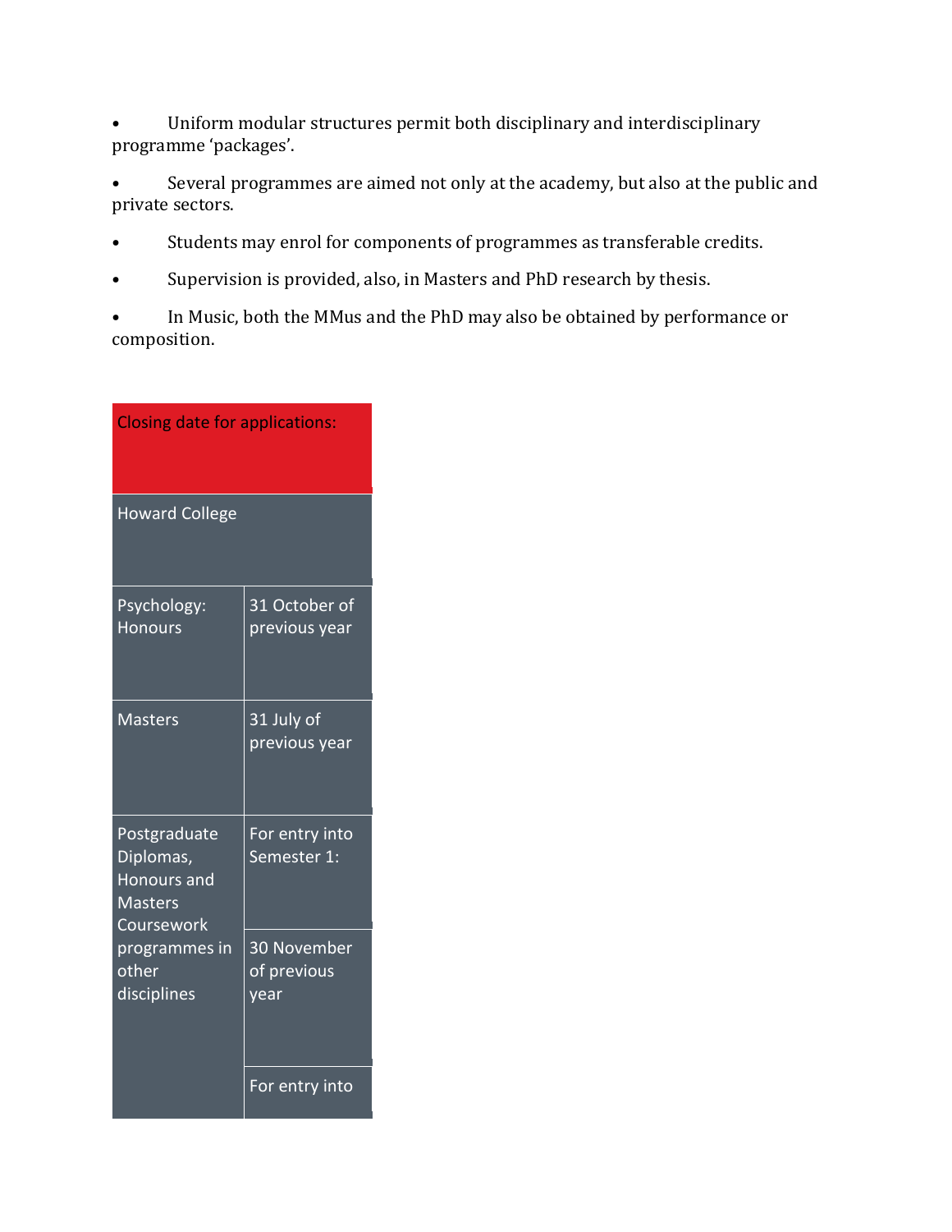- Uniform modular structures permit both disciplinary and interdisciplinary programme 'packages'.
- Several programmes are aimed not only at the academy, but also at the public and private sectors.
- Students may enrol for components of programmes as transferable credits.
- Supervision is provided, also, in Masters and PhD research by thesis.
- In Music, both the MMus and the PhD may also be obtained by performance or composition.

| Closing date for applications: | |
|---|---|
| Howard College | |
| Psychology: Honours | 31 October of previous year |
| Masters | 31 July of previous year |
| Postgraduate Diplomas, Honours and Masters Coursework programmes in other disciplines | For entry into Semester 1: |
| | 30 November of previous year |
| | For entry into |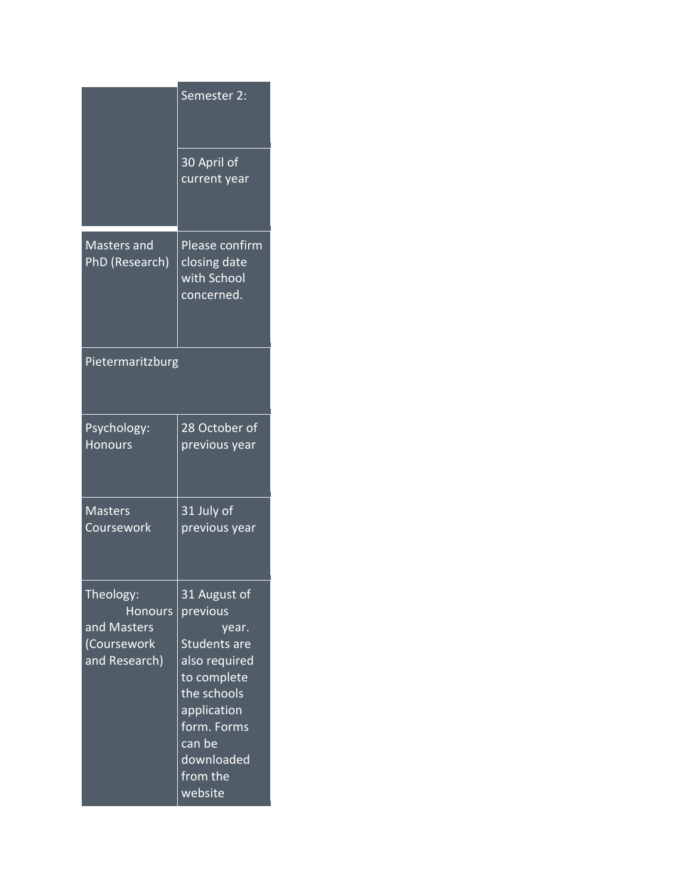| | |
|---|---|
| | Semester 2: |
| | 30 April of current year |
| Masters and PhD (Research) | Please confirm closing date with School concerned. |
| Pietermaritzburg | |
| Psychology: Honours | 28 October of previous year |
| Masters Coursework | 31 July of previous year |
| Theology: Honours and Masters (Coursework and Research) | 31 August of previous year. Students are also required to complete the schools application form. Forms can be downloaded from the website |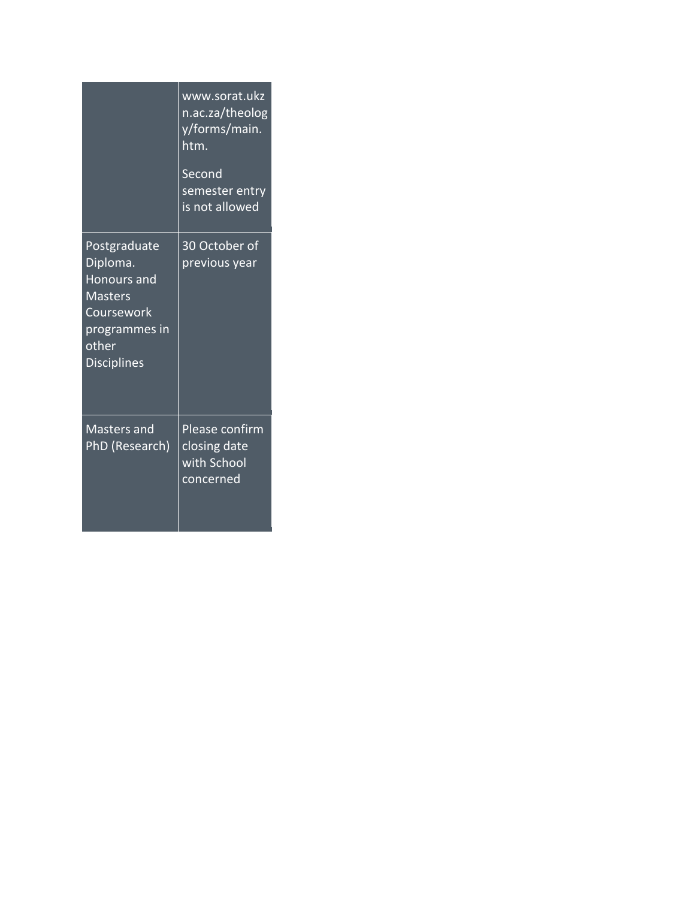| | |
|---|---|
| | www.sorat.ukzn.ac.za/theology/forms/main.htm. Second semester entry is not allowed |
| Postgraduate Diploma. Honours and Masters Coursework programmes in other Disciplines | 30 October of previous year |
| Masters and PhD (Research) | Please confirm closing date with School concerned |